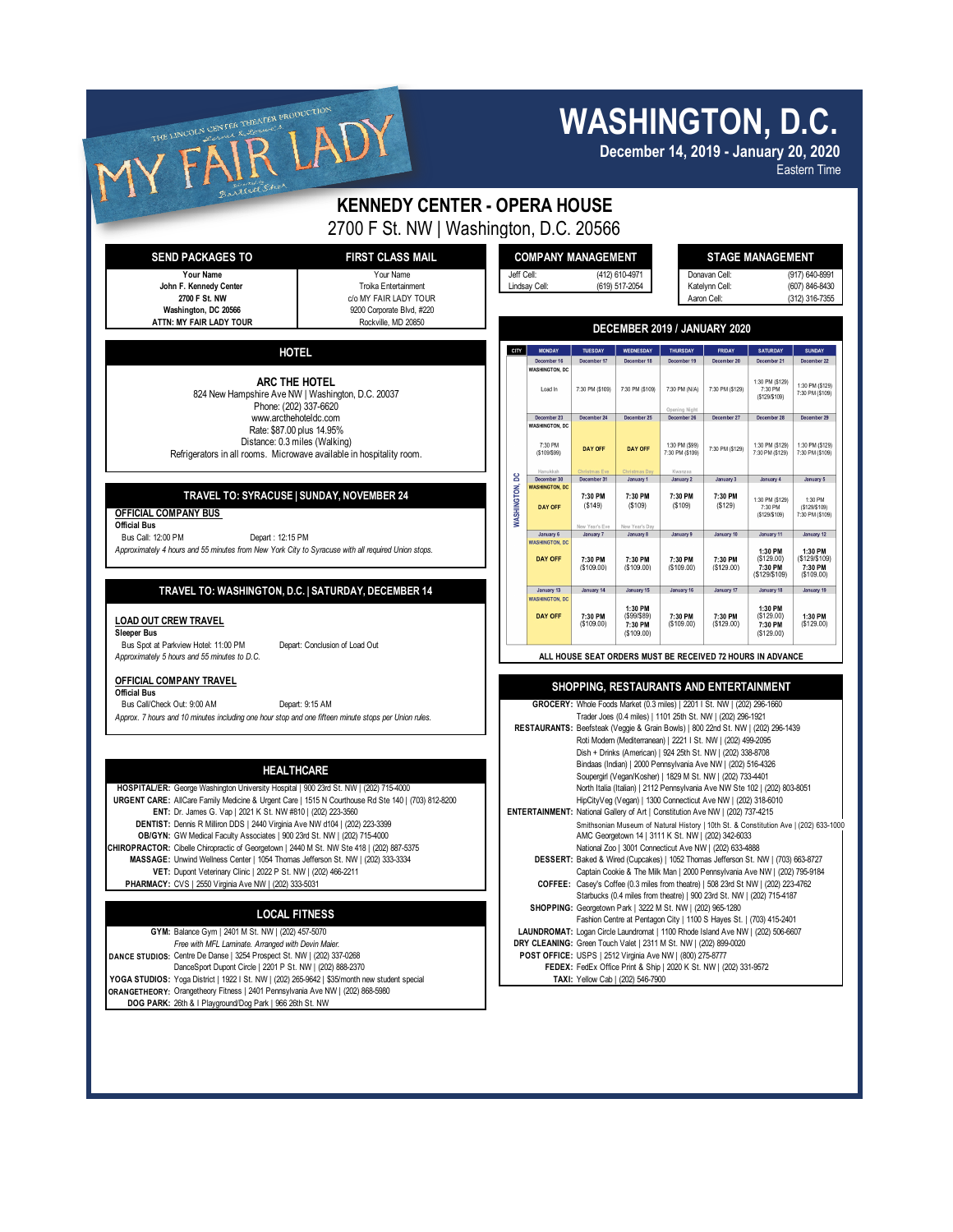THE LINCOLN CENTER THEATER PRODUCTION

Lerner & Loewe's

# MY FAIR LADY

Directed by Bartlett Sher

# WASHINGTON, D.C.

**December 14, 2019 - January 20, 2020**

Eastern Time

## KENNEDY CENTER - OPERA HOUSE

2700 F St. NW | Washington, D.C. 20566

| SEND PACKAGES TO | FIRST CLASS MAIL |
|---|---|
| Your Name | Your Name |
| John F. Kennedy Center | Troika Entertainment |
| 2700 F St. NW | c/o MY FAIR LADY TOUR |
| Washington, DC 20566 | 9200 Corporate Blvd, #220 |
| ATTN: MY FAIR LADY TOUR | Rockville, MD 20850 |

### COMPANY MANAGEMENT

| | |
|---|---|
| Jeff Cell: | (412) 610-4971 |
| Lindsay Cell: | (619) 517-2054 |

### STAGE MANAGEMENT

| | |
|---|---|
| Donavan Cell: | (917) 640-8991 |
| Katelynn Cell: | (607) 846-8430 |
| Aaron Cell: | (312) 316-7355 |

### HOTEL

**ARC THE HOTEL**
824 New Hampshire Ave NW | Washington, D.C. 20037
Phone: (202) 337-6620
www.arcthehoteldc.com
Rate: $87.00 plus 14.95%
Distance: 0.3 miles (Walking)
Refrigerators in all rooms. Microwave available in hospitality room.

### TRAVEL TO: SYRACUSE | SUNDAY, NOVEMBER 24

**OFFICIAL COMPANY BUS**
**Official Bus**
Bus Call: 12:00 PM — Depart : 12:15 PM
*Approximately 4 hours and 55 minutes from New York City to Syracuse with all required Union stops.*

### TRAVEL TO: WASHINGTON, D.C. | SATURDAY, DECEMBER 14

**LOAD OUT CREW TRAVEL**
**Sleeper Bus**
Bus Spot at Parkview Hotel: 11:00 PM — Depart: Conclusion of Load Out
*Approximately 5 hours and 55 minutes to D.C.*

**OFFICIAL COMPANY TRAVEL**
**Official Bus**
Bus Call/Check Out: 9:00 AM — Depart: 9:15 AM
*Approx. 7 hours and 10 minutes including one hour stop and one fifteen minute stops per Union rules.*

### HEALTHCARE

**HOSPITAL/ER:** George Washington University Hospital | 900 23rd St. NW | (202) 715-4000
**URGENT CARE:** AllCare Family Medicine & Urgent Care | 1515 N Courthouse Rd Ste 140 | (703) 812-8200
**ENT:** Dr. James G. Vap | 2021 K St. NW #810 | (202) 223-3560
**DENTIST:** Dennis R Milliron DDS | 2440 Virginia Ave NW d104 | (202) 223-3399
**OB/GYN:** GW Medical Faculty Associates | 900 23rd St. NW | (202) 715-4000
**CHIROPRACTOR:** Cibelle Chiropractic of Georgetown | 2440 M St. NW Ste 418 | (202) 887-5375
**MASSAGE:** Unwind Wellness Center | 1054 Thomas Jefferson St. NW | (202) 333-3334
**VET:** Dupont Veterinary Clinic | 2022 P St. NW | (202) 466-2211
**PHARMACY:** CVS | 2550 Virginia Ave NW | (202) 333-5031

### LOCAL FITNESS

**GYM:** Balance Gym | 2401 M St. NW | (202) 457-5070
*Free with MFL Laminate. Arranged with Devin Maier.*
**DANCE STUDIOS:** Centre De Danse | 3254 Prospect St. NW | (202) 337-0268
DanceSport Dupont Circle | 2201 P St. NW | (202) 888-2370
**YOGA STUDIOS:** Yoga District | 1922 I St. NW | (202) 265-9642 | $35/month new student special
**ORANGETHEORY:** Orangetheory Fitness | 2401 Pennsylvania Ave NW | (202) 868-5980
**DOG PARK:** 26th & I Playground/Dog Park | 966 26th St. NW

### DECEMBER 2019 / JANUARY 2020

City: WASHINGTON, DC

| MONDAY | TUESDAY | WEDNESDAY | THURSDAY | FRIDAY | SATURDAY | SUNDAY |
|---|---|---|---|---|---|---|
| December 16 | December 17 | December 18 | December 19 | December 20 | December 21 | December 22 |
| Load In | 7:30 PM ($109) | 7:30 PM ($109) | 7:30 PM (N/A) Opening Night | 7:30 PM ($129) | 1:30 PM ($129) 7:30 PM ($129/$109) | 1:30 PM ($129) 7:30 PM ($109) |
| December 23 | December 24 | December 25 | December 26 | December 27 | December 28 | December 29 |
| 7:30 PM ($109/$99) Hanukkah | DAY OFF Christmas Eve | DAY OFF Christmas Day | 1:30 PM ($99) 7:30 PM ($109) Kwanzaa | 7:30 PM ($129) | 1:30 PM ($129) 7:30 PM ($129) | 1:30 PM ($129) 7:30 PM ($109) |
| December 30 | December 31 | January 1 | January 2 | January 3 | January 4 | January 5 |
| DAY OFF | 7:30 PM ($149) New Year's Eve | 7:30 PM ($109) New Year's Day | 7:30 PM ($109) | 7:30 PM ($129) | 1:30 PM ($129) 7:30 PM ($129/$109) | 1:30 PM ($129/$109) 7:30 PM ($109) |
| January 6 | January 7 | January 8 | January 9 | January 10 | January 11 | January 12 |
| DAY OFF | 7:30 PM ($109.00) | 7:30 PM ($109.00) | 7:30 PM ($109.00) | 7:30 PM ($129.00) | 1:30 PM ($129.00) 7:30 PM ($129/$109) | 1:30 PM ($129/$109) 7:30 PM ($109.00) |
| January 13 | January 14 | January 15 | January 16 | January 17 | January 18 | January 19 |
| DAY OFF | 7:30 PM ($109.00) | 1:30 PM ($99/$89) 7:30 PM ($109.00) | 7:30 PM ($109.00) | 7:30 PM ($129.00) | 1:30 PM ($129.00) 7:30 PM ($129.00) | 1:30 PM ($129.00) |

**ALL HOUSE SEAT ORDERS MUST BE RECEIVED 72 HOURS IN ADVANCE**

### SHOPPING, RESTAURANTS AND ENTERTAINMENT

**GROCERY:** Whole Foods Market (0.3 miles) | 2201 I St. NW | (202) 296-1660
Trader Joes (0.4 miles) | 1101 25th St. NW | (202) 296-1921
**RESTAURANTS:** Beefsteak (Veggie & Grain Bowls) | 800 22nd St. NW | (202) 296-1439
Roti Modern (Mediterranean) | 2221 I St. NW | (202) 499-2095
Dish + Drinks (American) | 924 25th St. NW | (202) 338-8708
Bindaas (Indian) | 2000 Pennsylvania Ave NW | (202) 516-4326
Soupergirl (Vegan/Kosher) | 1829 M St. NW | (202) 733-4401
North Italia (Italian) | 2112 Pennsylvania Ave NW Ste 102 | (202) 803-8051
HipCityVeg (Vegan) | 1300 Connecticut Ave NW | (202) 318-6010
**ENTERTAINMENT:** National Gallery of Art | Constitution Ave NW | (202) 737-4215
Smithsonian Museum of Natural History | 10th St. & Constitution Ave | (202) 633-1000
AMC Georgetown 14 | 3111 K St. NW | (202) 342-6033
National Zoo | 3001 Connecticut Ave NW | (202) 633-4888
**DESSERT:** Baked & Wired (Cupcakes) | 1052 Thomas Jefferson St. NW | (703) 663-8727
Captain Cookie & The Milk Man | 2000 Pennsylvania Ave NW | (202) 795-9184
**COFFEE:** Casey's Coffee (0.3 miles from theatre) | 508 23rd St NW | (202) 223-4762
Starbucks (0.4 miles from theatre) | 900 23rd St. NW | (202) 715-4187
**SHOPPING:** Georgetown Park | 3222 M St. NW | (202) 965-1280
Fashion Centre at Pentagon City | 1100 S Hayes St. | (703) 415-2401
**LAUNDROMAT:** Logan Circle Laundromat | 1100 Rhode Island Ave NW | (202) 506-6607
**DRY CLEANING:** Green Touch Valet | 2311 M St. NW | (202) 899-0020
**POST OFFICE:** USPS | 2512 Virginia Ave NW | (800) 275-8777
**FEDEX:** FedEx Office Print & Ship | 2020 K St. NW | (202) 331-9572
**TAXI:** Yellow Cab | (202) 546-7900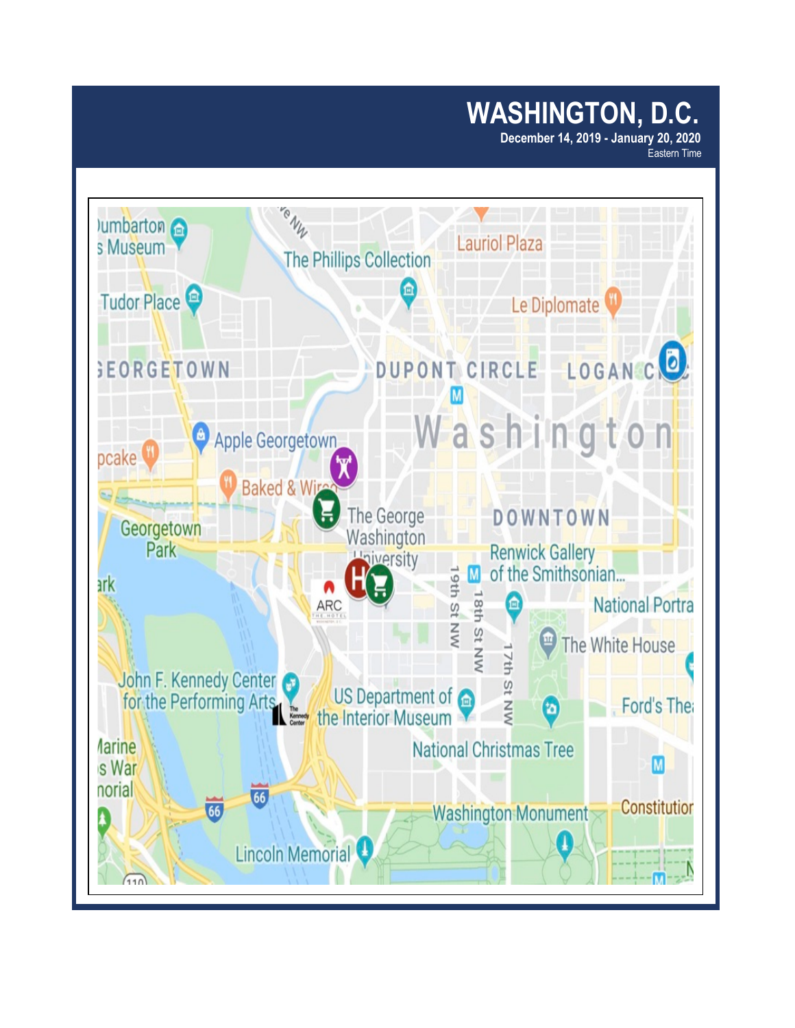# WASHINGTON, D.C.

**December 14, 2019 - January 20, 2020**

Eastern Time

Dumbarton Oaks Museum
The Phillips Collection
Lauriol Plaza
Tudor Place
Le Diplomate
GEORGETOWN
DUPONT CIRCLE
LOGAN CIRCLE
Washington
Apple Georgetown
Cupcake
Baked & Wired
The George Washington University
DOWNTOWN
Georgetown Park
Renwick Gallery of the Smithsonian...
ARC THE HOTEL
19th St NW
18th St NW
17th St NW
National Portrait
The White House
John F. Kennedy Center for the Performing Arts
The Kennedy Center
US Department of the Interior Museum
Ford's Theatre
National Christmas Tree
Marine Corps War Memorial
66
66
Washington Monument
Constitution
Lincoln Memorial
110